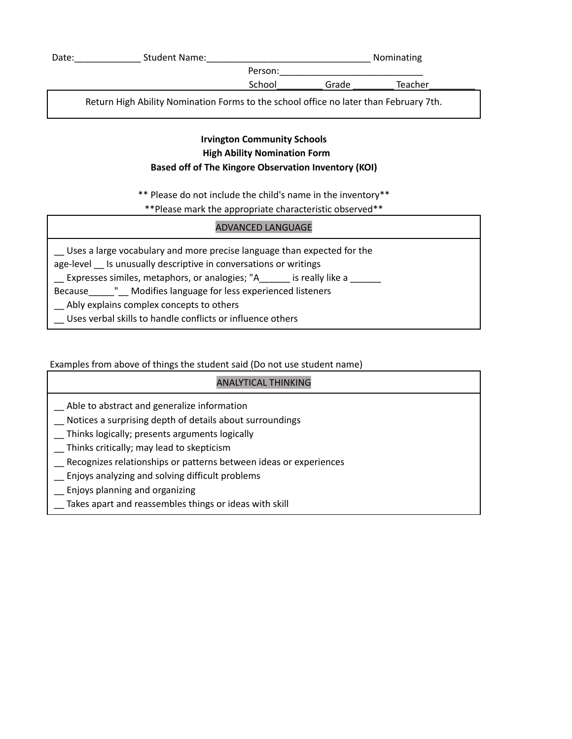Date:_____________ Student Name:________________________________ Nominating Person:____________________________

School_________ Grade ________ Teacher_________

| Return High Ability Nomination Forms to the school office no later than February 7th. |
|---|

**Irvington Community Schools**
**High Ability Nomination Form**
**Based off of The Kingore Observation Inventory (KOI)**

** Please do not include the child's name in the inventory**
**Please mark the appropriate characteristic observed**

| ADVANCED LANGUAGE |
|---|
| __ Uses a large vocabulary and more precise language than expected for the age-level __ Is unusually descriptive in conversations or writings<br>__ Expresses similes, metaphors, or analogies; "A______ is really like a ______ Because_____"__ Modifies language for less experienced listeners<br>__ Ably explains complex concepts to others<br>__ Uses verbal skills to handle conflicts or influence others |

Examples from above of things the student said (Do not use student name)

| ANALYTICAL THINKING |
|---|
| __ Able to abstract and generalize information<br>__ Notices a surprising depth of details about surroundings<br>__ Thinks logically; presents arguments logically<br>__ Thinks critically; may lead to skepticism<br>__ Recognizes relationships or patterns between ideas or experiences<br>__ Enjoys analyzing and solving difficult problems<br>__ Enjoys planning and organizing<br>__ Takes apart and reassembles things or ideas with skill |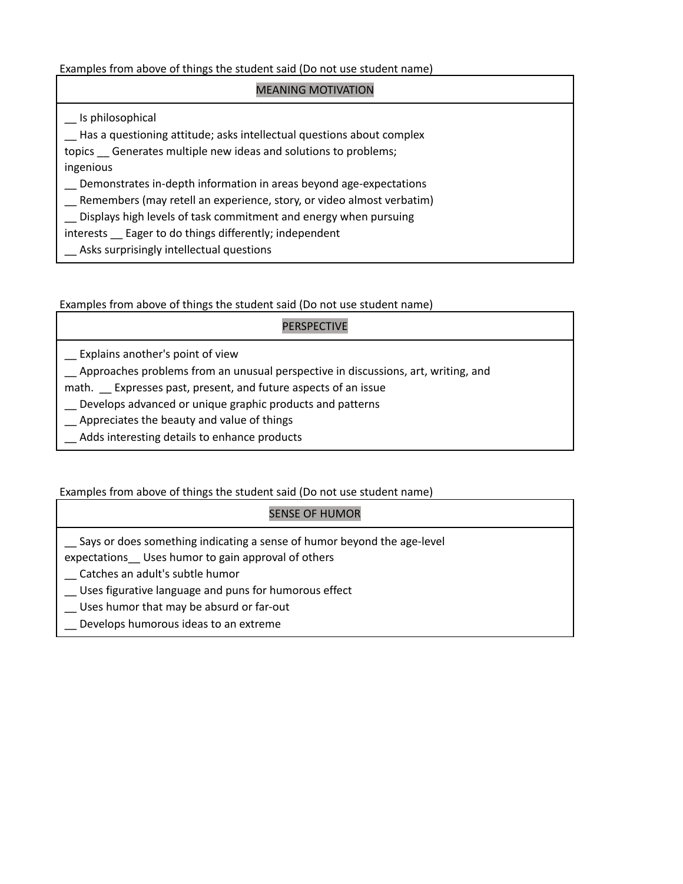Examples from above of things the student said (Do not use student name)

| MEANING MOTIVATION |
| --- |
| __ Is philosophical<br>__ Has a questioning attitude; asks intellectual questions about complex topics __ Generates multiple new ideas and solutions to problems; ingenious<br>__ Demonstrates in-depth information in areas beyond age-expectations<br>__ Remembers (may retell an experience, story, or video almost verbatim)<br>__ Displays high levels of task commitment and energy when pursuing interests __ Eager to do things differently; independent<br>__ Asks surprisingly intellectual questions |

Examples from above of things the student said (Do not use student name)

| PERSPECTIVE |
| --- |
| __ Explains another's point of view<br>__ Approaches problems from an unusual perspective in discussions, art, writing, and math. __ Expresses past, present, and future aspects of an issue<br>__ Develops advanced or unique graphic products and patterns<br>__ Appreciates the beauty and value of things<br>__ Adds interesting details to enhance products |

Examples from above of things the student said (Do not use student name)

| SENSE OF HUMOR |
| --- |
| __ Says or does something indicating a sense of humor beyond the age-level expectations__ Uses humor to gain approval of others<br>__ Catches an adult's subtle humor<br>__ Uses figurative language and puns for humorous effect<br>__ Uses humor that may be absurd or far-out<br>__ Develops humorous ideas to an extreme |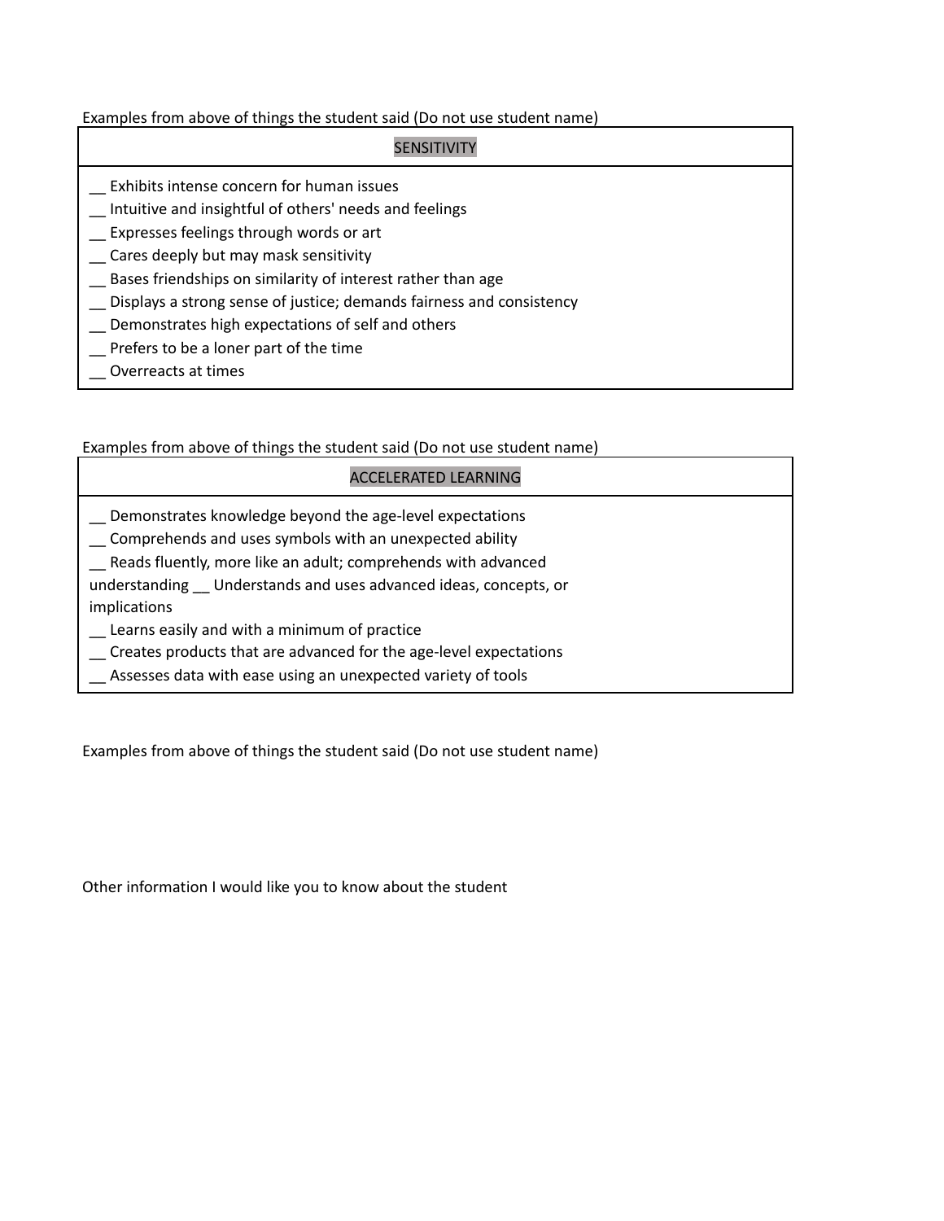Examples from above of things the student said (Do not use student name)

| SENSITIVITY |
|---|
| __ Exhibits intense concern for human issues<br>__ Intuitive and insightful of others' needs and feelings<br>__ Expresses feelings through words or art<br>__ Cares deeply but may mask sensitivity<br>__ Bases friendships on similarity of interest rather than age<br>__ Displays a strong sense of justice; demands fairness and consistency<br>__ Demonstrates high expectations of self and others<br>__ Prefers to be a loner part of the time<br>__ Overreacts at times |

Examples from above of things the student said (Do not use student name)

| ACCELERATED LEARNING |
|---|
| __ Demonstrates knowledge beyond the age-level expectations<br>__ Comprehends and uses symbols with an unexpected ability<br>__ Reads fluently, more like an adult; comprehends with advanced understanding __ Understands and uses advanced ideas, concepts, or implications<br>__ Learns easily and with a minimum of practice<br>__ Creates products that are advanced for the age-level expectations<br>__ Assesses data with ease using an unexpected variety of tools |

Examples from above of things the student said (Do not use student name)

Other information I would like you to know about the student